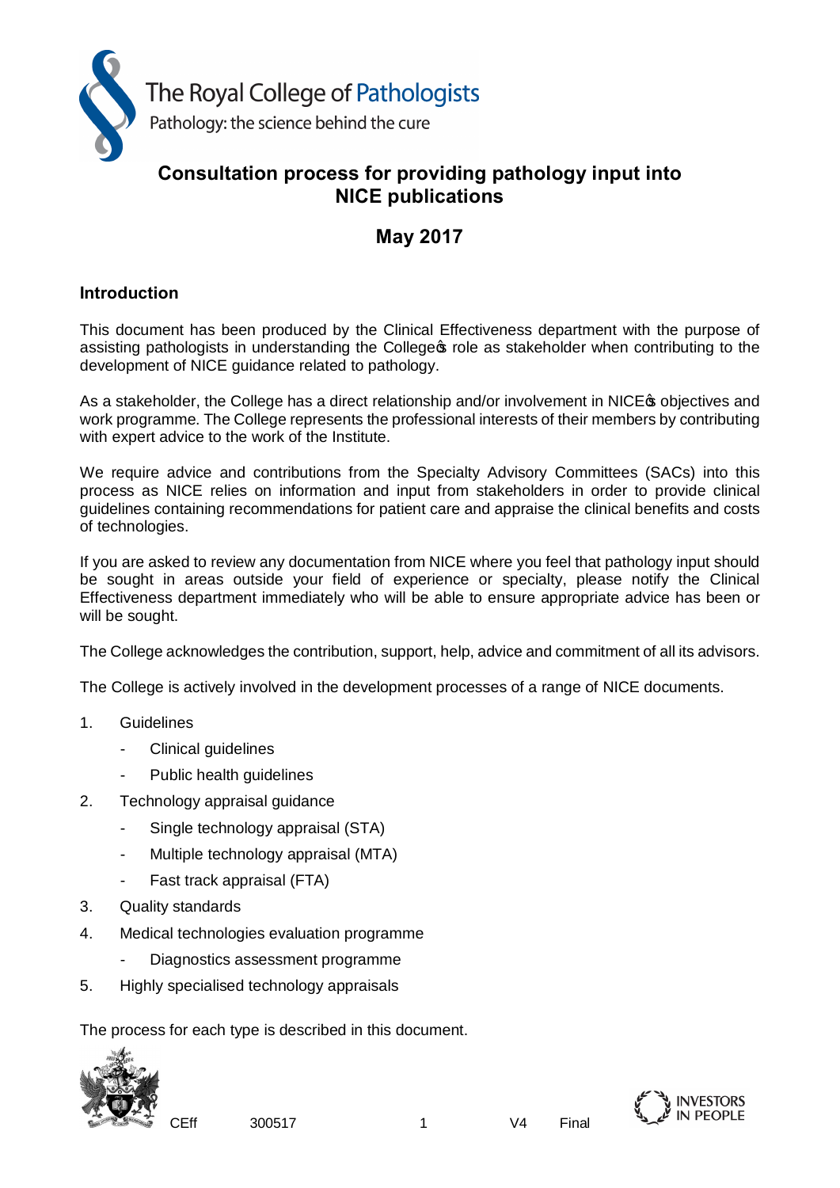# Consultation process for providing pathology input into NICE publications

## May 2017

### Introduction

This document has been produced by the Clinical Effectiveness department with the purpose of assisting pathologists in understanding the College's role as stakeholder when contributing to the development of NICE guidance related to pathology.

As a stakeholder, the College has a direct relationship and/or involvement in NICE's objectives and work programme. The College represents the professional interests of their members by contributing with expert advice to the work of the Institute.

We require advice and contributions from the Specialty Advisory Committees (SACs) into this process as NICE relies on information and input from stakeholders in order to provide clinical guidelines containing recommendations for patient care and appraise the clinical benefits and costs of technologies.

If you are asked to review any documentation from NICE where you feel that pathology input should be sought in areas outside your field of experience or specialty, please notify the Clinical Effectiveness department immediately who will be able to ensure appropriate advice has been or will be sought.

The College acknowledges the contribution, support, help, advice and commitment of all its advisors.

The College is actively involved in the development processes of a range of NICE documents.

1. Guidelines
   - Clinical guidelines
   - Public health guidelines
2. Technology appraisal guidance
   - Single technology appraisal (STA)
   - Multiple technology appraisal (MTA)
   - Fast track appraisal (FTA)
3. Quality standards
4. Medical technologies evaluation programme
   - Diagnostics assessment programme
5. Highly specialised technology appraisals

The process for each type is described in this document.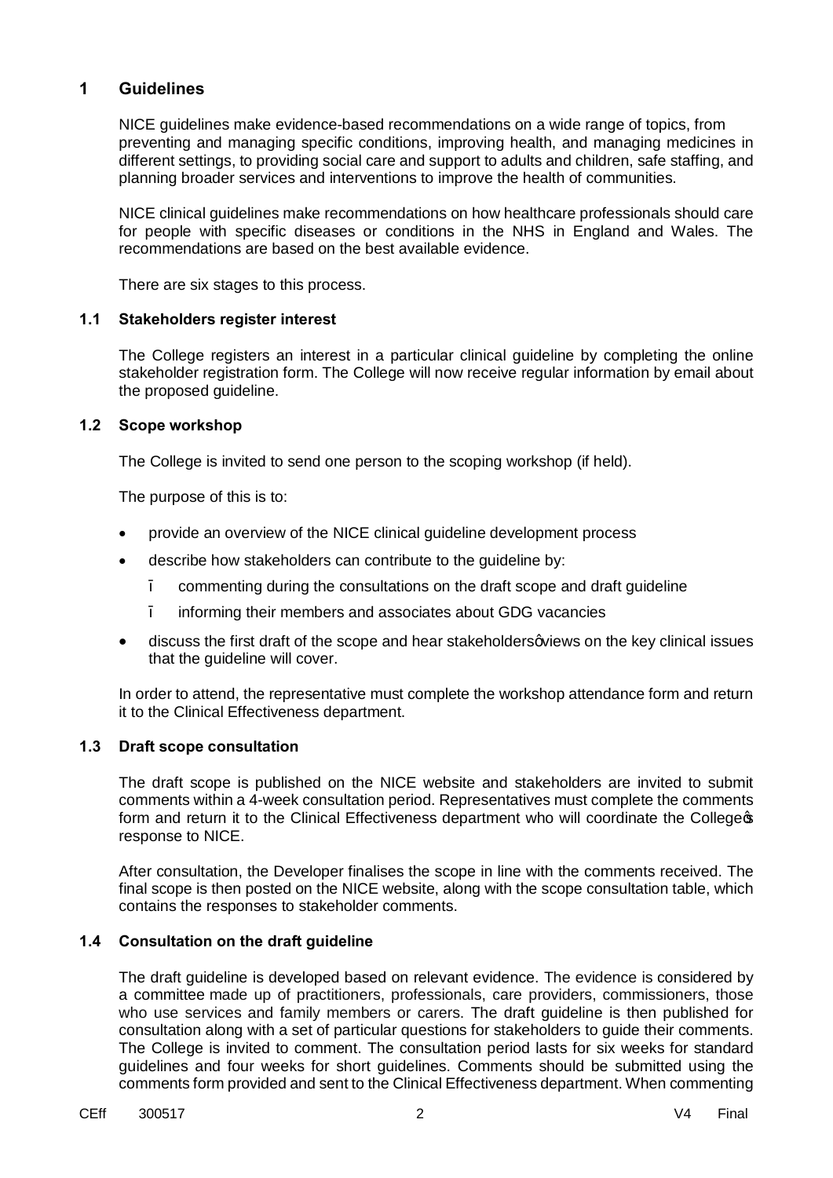# 1 Guidelines

NICE guidelines make evidence-based recommendations on a wide range of topics, from preventing and managing specific conditions, improving health, and managing medicines in different settings, to providing social care and support to adults and children, safe staffing, and planning broader services and interventions to improve the health of communities.

NICE clinical guidelines make recommendations on how healthcare professionals should care for people with specific diseases or conditions in the NHS in England and Wales. The recommendations are based on the best available evidence.

There are six stages to this process.

## 1.1 Stakeholders register interest

The College registers an interest in a particular clinical guideline by completing the online stakeholder registration form. The College will now receive regular information by email about the proposed guideline.

## 1.2 Scope workshop

The College is invited to send one person to the scoping workshop (if held).

The purpose of this is to:

- provide an overview of the NICE clinical guideline development process
- describe how stakeholders can contribute to the guideline by:
  - commenting during the consultations on the draft scope and draft guideline
  - informing their members and associates about GDG vacancies
- discuss the first draft of the scope and hear stakeholders' views on the key clinical issues that the guideline will cover.

In order to attend, the representative must complete the workshop attendance form and return it to the Clinical Effectiveness department.

## 1.3 Draft scope consultation

The draft scope is published on the NICE website and stakeholders are invited to submit comments within a 4-week consultation period. Representatives must complete the comments form and return it to the Clinical Effectiveness department who will coordinate the College's response to NICE.

After consultation, the Developer finalises the scope in line with the comments received. The final scope is then posted on the NICE website, along with the scope consultation table, which contains the responses to stakeholder comments.

## 1.4 Consultation on the draft guideline

The draft guideline is developed based on relevant evidence. The evidence is considered by a committee made up of practitioners, professionals, care providers, commissioners, those who use services and family members or carers. The draft guideline is then published for consultation along with a set of particular questions for stakeholders to guide their comments. The College is invited to comment. The consultation period lasts for six weeks for standard guidelines and four weeks for short guidelines. Comments should be submitted using the comments form provided and sent to the Clinical Effectiveness department. When commenting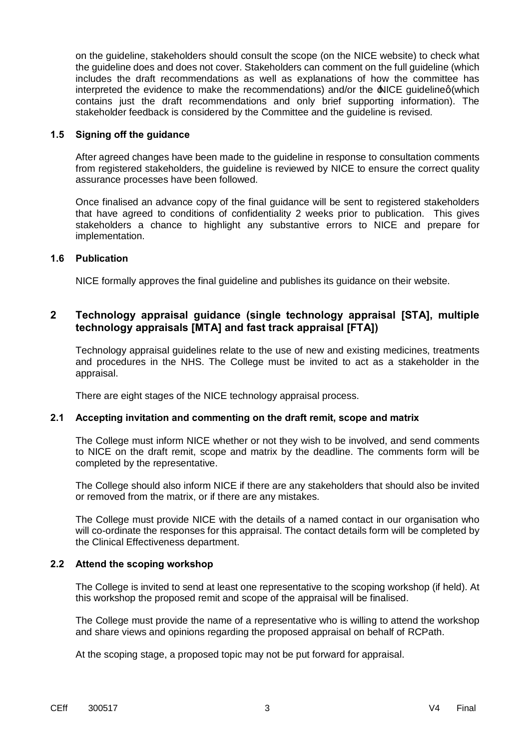on the guideline, stakeholders should consult the scope (on the NICE website) to check what the guideline does and does not cover. Stakeholders can comment on the full guideline (which includes the draft recommendations as well as explanations of how the committee has interpreted the evidence to make the recommendations) and/or the 'NICE guideline' (which contains just the draft recommendations and only brief supporting information). The stakeholder feedback is considered by the Committee and the guideline is revised.

### 1.5 Signing off the guidance

After agreed changes have been made to the guideline in response to consultation comments from registered stakeholders, the guideline is reviewed by NICE to ensure the correct quality assurance processes have been followed.

Once finalised an advance copy of the final guidance will be sent to registered stakeholders that have agreed to conditions of confidentiality 2 weeks prior to publication. This gives stakeholders a chance to highlight any substantive errors to NICE and prepare for implementation.

### 1.6 Publication

NICE formally approves the final guideline and publishes its guidance on their website.

## 2 Technology appraisal guidance (single technology appraisal [STA], multiple technology appraisals [MTA] and fast track appraisal [FTA])

Technology appraisal guidelines relate to the use of new and existing medicines, treatments and procedures in the NHS. The College must be invited to act as a stakeholder in the appraisal.

There are eight stages of the NICE technology appraisal process.

### 2.1 Accepting invitation and commenting on the draft remit, scope and matrix

The College must inform NICE whether or not they wish to be involved, and send comments to NICE on the draft remit, scope and matrix by the deadline. The comments form will be completed by the representative.

The College should also inform NICE if there are any stakeholders that should also be invited or removed from the matrix, or if there are any mistakes.

The College must provide NICE with the details of a named contact in our organisation who will co-ordinate the responses for this appraisal. The contact details form will be completed by the Clinical Effectiveness department.

### 2.2 Attend the scoping workshop

The College is invited to send at least one representative to the scoping workshop (if held). At this workshop the proposed remit and scope of the appraisal will be finalised.

The College must provide the name of a representative who is willing to attend the workshop and share views and opinions regarding the proposed appraisal on behalf of RCPath.

At the scoping stage, a proposed topic may not be put forward for appraisal.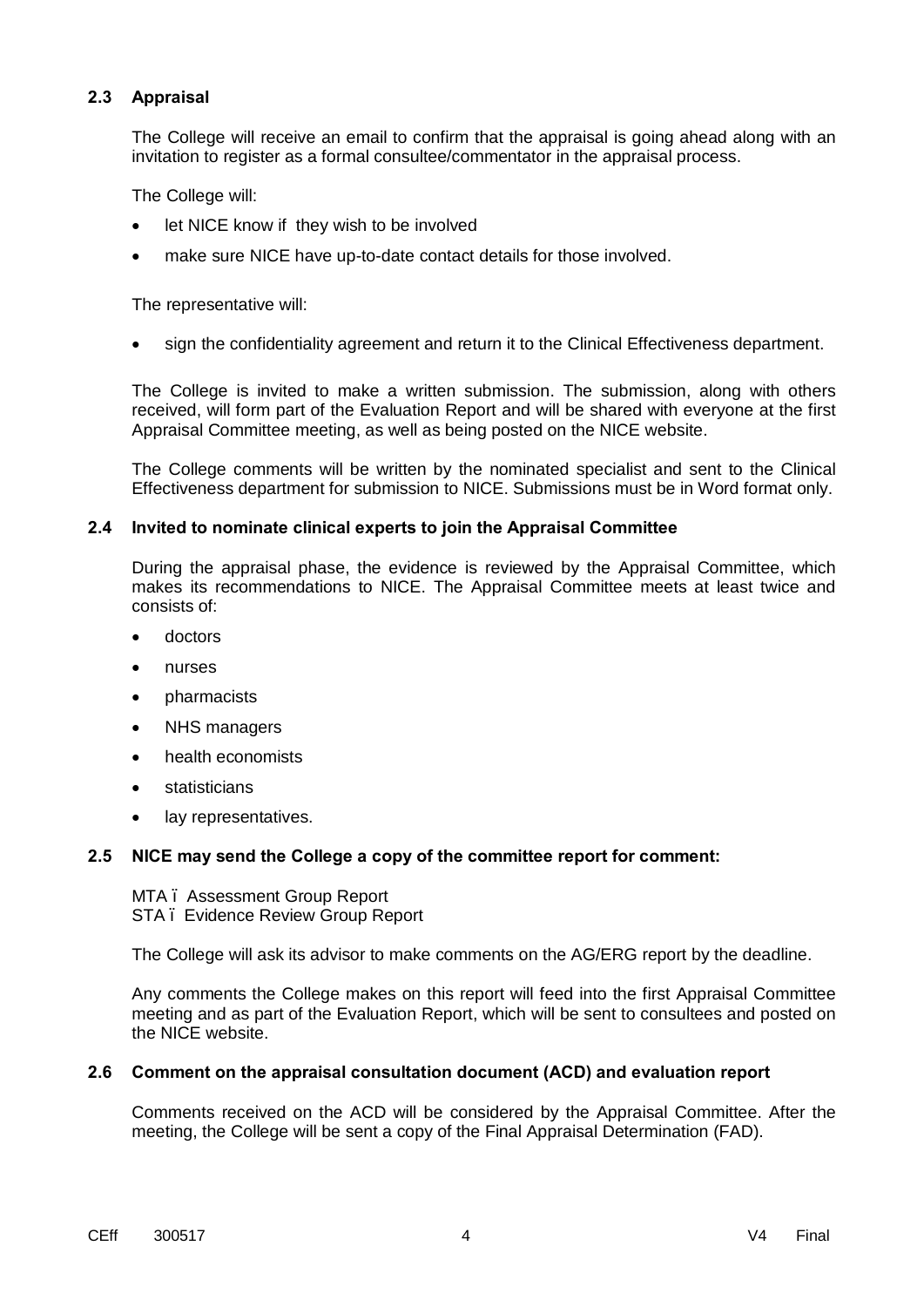### 2.3 Appraisal

The College will receive an email to confirm that the appraisal is going ahead along with an invitation to register as a formal consultee/commentator in the appraisal process.

The College will:

- let NICE know if they wish to be involved
- make sure NICE have up-to-date contact details for those involved.

The representative will:

- sign the confidentiality agreement and return it to the Clinical Effectiveness department.

The College is invited to make a written submission. The submission, along with others received, will form part of the Evaluation Report and will be shared with everyone at the first Appraisal Committee meeting, as well as being posted on the NICE website.

The College comments will be written by the nominated specialist and sent to the Clinical Effectiveness department for submission to NICE. Submissions must be in Word format only.

### 2.4 Invited to nominate clinical experts to join the Appraisal Committee

During the appraisal phase, the evidence is reviewed by the Appraisal Committee, which makes its recommendations to NICE. The Appraisal Committee meets at least twice and consists of:

- doctors
- nurses
- pharmacists
- NHS managers
- health economists
- statisticians
- lay representatives.

### 2.5 NICE may send the College a copy of the committee report for comment:

MTA – Assessment Group Report
STA – Evidence Review Group Report

The College will ask its advisor to make comments on the AG/ERG report by the deadline.

Any comments the College makes on this report will feed into the first Appraisal Committee meeting and as part of the Evaluation Report, which will be sent to consultees and posted on the NICE website.

### 2.6 Comment on the appraisal consultation document (ACD) and evaluation report

Comments received on the ACD will be considered by the Appraisal Committee. After the meeting, the College will be sent a copy of the Final Appraisal Determination (FAD).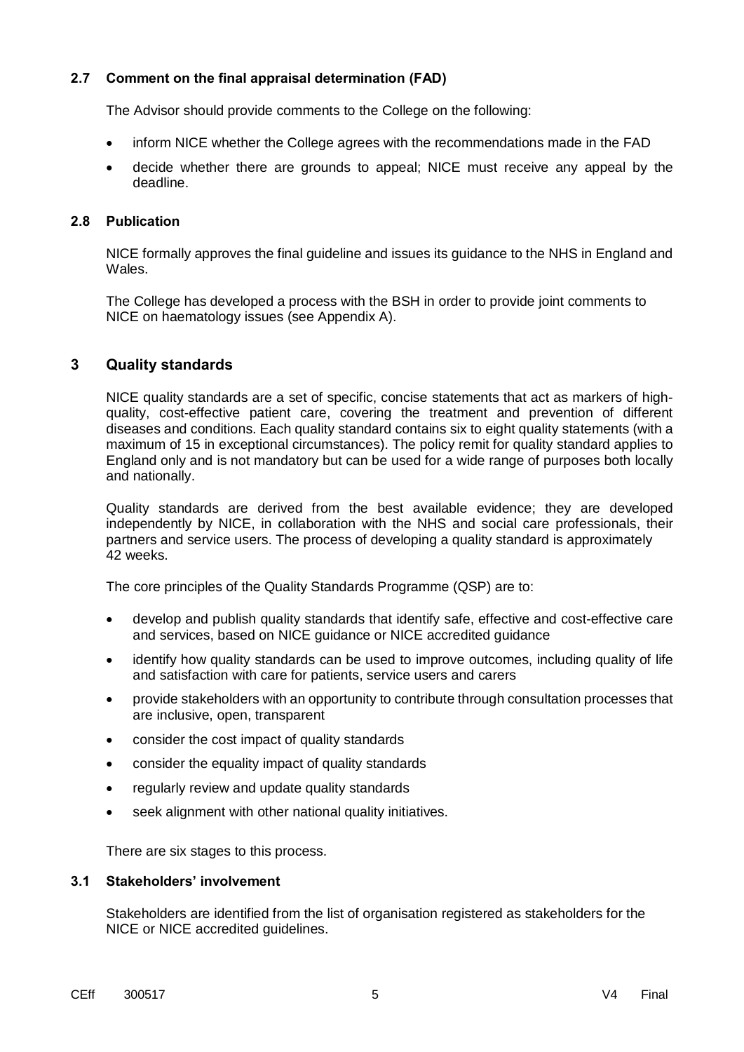### 2.7 Comment on the final appraisal determination (FAD)

The Advisor should provide comments to the College on the following:

- inform NICE whether the College agrees with the recommendations made in the FAD
- decide whether there are grounds to appeal; NICE must receive any appeal by the deadline.

### 2.8 Publication

NICE formally approves the final guideline and issues its guidance to the NHS in England and Wales.

The College has developed a process with the BSH in order to provide joint comments to NICE on haematology issues (see Appendix A).

## 3 Quality standards

NICE quality standards are a set of specific, concise statements that act as markers of high-quality, cost-effective patient care, covering the treatment and prevention of different diseases and conditions. Each quality standard contains six to eight quality statements (with a maximum of 15 in exceptional circumstances). The policy remit for quality standard applies to England only and is not mandatory but can be used for a wide range of purposes both locally and nationally.

Quality standards are derived from the best available evidence; they are developed independently by NICE, in collaboration with the NHS and social care professionals, their partners and service users. The process of developing a quality standard is approximately 42 weeks.

The core principles of the Quality Standards Programme (QSP) are to:

- develop and publish quality standards that identify safe, effective and cost-effective care and services, based on NICE guidance or NICE accredited guidance
- identify how quality standards can be used to improve outcomes, including quality of life and satisfaction with care for patients, service users and carers
- provide stakeholders with an opportunity to contribute through consultation processes that are inclusive, open, transparent
- consider the cost impact of quality standards
- consider the equality impact of quality standards
- regularly review and update quality standards
- seek alignment with other national quality initiatives.

There are six stages to this process.

### 3.1 Stakeholders' involvement

Stakeholders are identified from the list of organisation registered as stakeholders for the NICE or NICE accredited guidelines.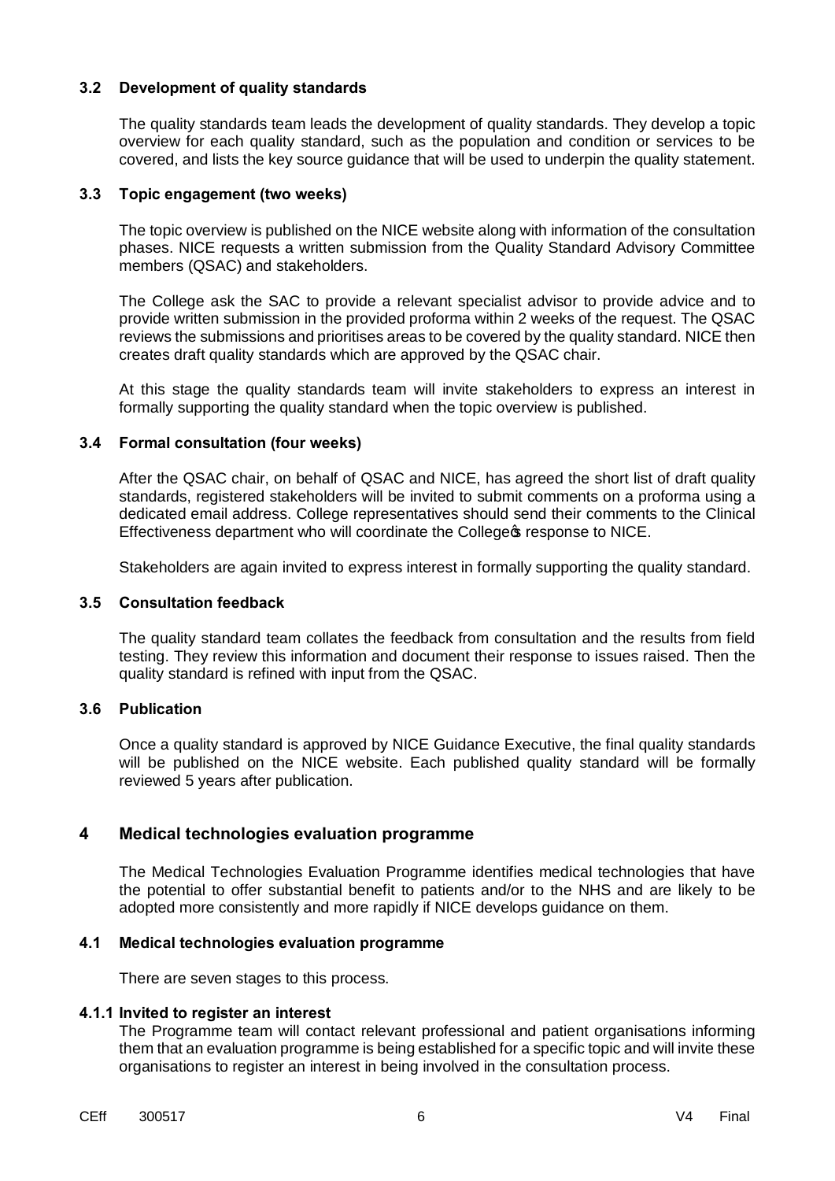### 3.2 Development of quality standards

The quality standards team leads the development of quality standards. They develop a topic overview for each quality standard, such as the population and condition or services to be covered, and lists the key source guidance that will be used to underpin the quality statement.

### 3.3 Topic engagement (two weeks)

The topic overview is published on the NICE website along with information of the consultation phases. NICE requests a written submission from the Quality Standard Advisory Committee members (QSAC) and stakeholders.

The College ask the SAC to provide a relevant specialist advisor to provide advice and to provide written submission in the provided proforma within 2 weeks of the request. The QSAC reviews the submissions and prioritises areas to be covered by the quality standard. NICE then creates draft quality standards which are approved by the QSAC chair.

At this stage the quality standards team will invite stakeholders to express an interest in formally supporting the quality standard when the topic overview is published.

### 3.4 Formal consultation (four weeks)

After the QSAC chair, on behalf of QSAC and NICE, has agreed the short list of draft quality standards, registered stakeholders will be invited to submit comments on a proforma using a dedicated email address. College representatives should send their comments to the Clinical Effectiveness department who will coordinate the College's response to NICE.

Stakeholders are again invited to express interest in formally supporting the quality standard.

### 3.5 Consultation feedback

The quality standard team collates the feedback from consultation and the results from field testing. They review this information and document their response to issues raised. Then the quality standard is refined with input from the QSAC.

### 3.6 Publication

Once a quality standard is approved by NICE Guidance Executive, the final quality standards will be published on the NICE website. Each published quality standard will be formally reviewed 5 years after publication.

## 4 Medical technologies evaluation programme

The Medical Technologies Evaluation Programme identifies medical technologies that have the potential to offer substantial benefit to patients and/or to the NHS and are likely to be adopted more consistently and more rapidly if NICE develops guidance on them.

### 4.1 Medical technologies evaluation programme

There are seven stages to this process.

#### 4.1.1 Invited to register an interest

The Programme team will contact relevant professional and patient organisations informing them that an evaluation programme is being established for a specific topic and will invite these organisations to register an interest in being involved in the consultation process.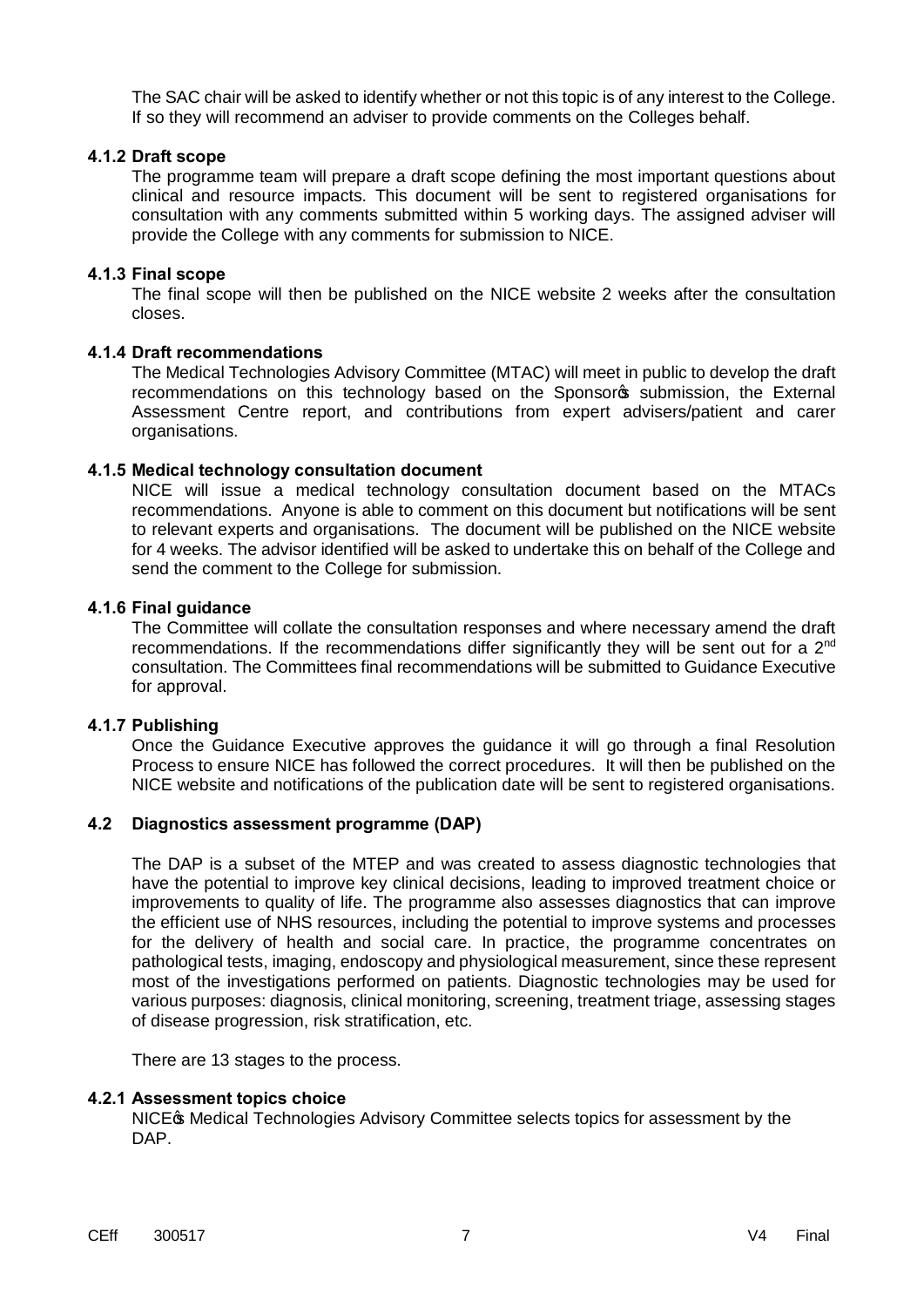The SAC chair will be asked to identify whether or not this topic is of any interest to the College. If so they will recommend an adviser to provide comments on the Colleges behalf.

#### 4.1.2 Draft scope

The programme team will prepare a draft scope defining the most important questions about clinical and resource impacts. This document will be sent to registered organisations for consultation with any comments submitted within 5 working days. The assigned adviser will provide the College with any comments for submission to NICE.

#### 4.1.3 Final scope

The final scope will then be published on the NICE website 2 weeks after the consultation closes.

#### 4.1.4 Draft recommendations

The Medical Technologies Advisory Committee (MTAC) will meet in public to develop the draft recommendations on this technology based on the Sponsor's submission, the External Assessment Centre report, and contributions from expert advisers/patient and carer organisations.

#### 4.1.5 Medical technology consultation document

NICE will issue a medical technology consultation document based on the MTACs recommendations. Anyone is able to comment on this document but notifications will be sent to relevant experts and organisations. The document will be published on the NICE website for 4 weeks. The advisor identified will be asked to undertake this on behalf of the College and send the comment to the College for submission.

#### 4.1.6 Final guidance

The Committee will collate the consultation responses and where necessary amend the draft recommendations. If the recommendations differ significantly they will be sent out for a 2nd consultation. The Committees final recommendations will be submitted to Guidance Executive for approval.

#### 4.1.7 Publishing

Once the Guidance Executive approves the guidance it will go through a final Resolution Process to ensure NICE has followed the correct procedures. It will then be published on the NICE website and notifications of the publication date will be sent to registered organisations.

### 4.2 Diagnostics assessment programme (DAP)

The DAP is a subset of the MTEP and was created to assess diagnostic technologies that have the potential to improve key clinical decisions, leading to improved treatment choice or improvements to quality of life. The programme also assesses diagnostics that can improve the efficient use of NHS resources, including the potential to improve systems and processes for the delivery of health and social care. In practice, the programme concentrates on pathological tests, imaging, endoscopy and physiological measurement, since these represent most of the investigations performed on patients. Diagnostic technologies may be used for various purposes: diagnosis, clinical monitoring, screening, treatment triage, assessing stages of disease progression, risk stratification, etc.

There are 13 stages to the process.

#### 4.2.1 Assessment topics choice

NICE's Medical Technologies Advisory Committee selects topics for assessment by the DAP.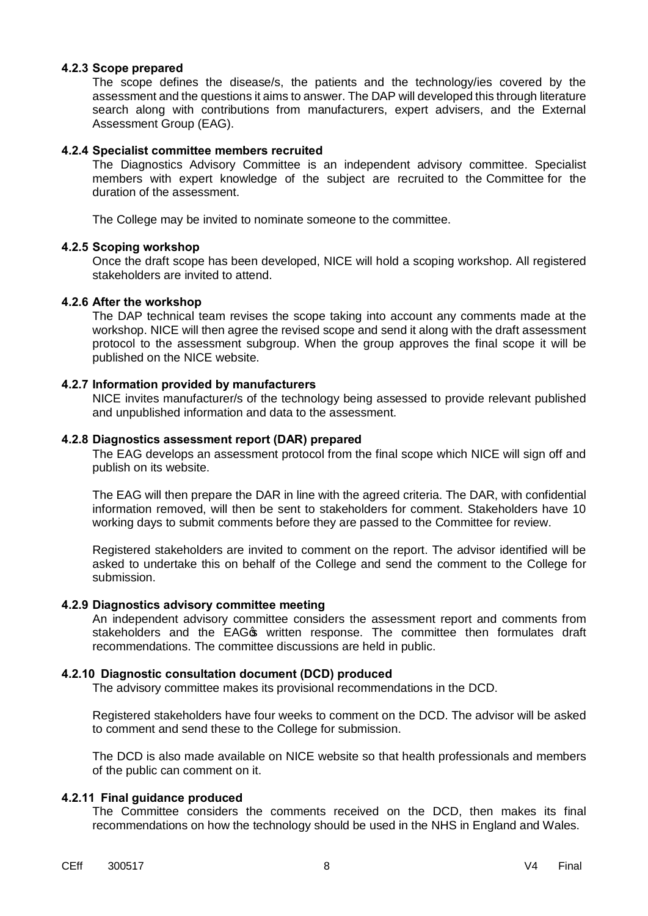#### 4.2.3 Scope prepared

The scope defines the disease/s, the patients and the technology/ies covered by the assessment and the questions it aims to answer. The DAP will developed this through literature search along with contributions from manufacturers, expert advisers, and the External Assessment Group (EAG).

#### 4.2.4 Specialist committee members recruited

The Diagnostics Advisory Committee is an independent advisory committee. Specialist members with expert knowledge of the subject are recruited to the Committee for the duration of the assessment.

The College may be invited to nominate someone to the committee.

#### 4.2.5 Scoping workshop

Once the draft scope has been developed, NICE will hold a scoping workshop. All registered stakeholders are invited to attend.

#### 4.2.6 After the workshop

The DAP technical team revises the scope taking into account any comments made at the workshop. NICE will then agree the revised scope and send it along with the draft assessment protocol to the assessment subgroup. When the group approves the final scope it will be published on the NICE website.

#### 4.2.7 Information provided by manufacturers

NICE invites manufacturer/s of the technology being assessed to provide relevant published and unpublished information and data to the assessment.

#### 4.2.8 Diagnostics assessment report (DAR) prepared

The EAG develops an assessment protocol from the final scope which NICE will sign off and publish on its website.

The EAG will then prepare the DAR in line with the agreed criteria. The DAR, with confidential information removed, will then be sent to stakeholders for comment. Stakeholders have 10 working days to submit comments before they are passed to the Committee for review.

Registered stakeholders are invited to comment on the report. The advisor identified will be asked to undertake this on behalf of the College and send the comment to the College for submission.

#### 4.2.9 Diagnostics advisory committee meeting

An independent advisory committee considers the assessment report and comments from stakeholders and the EAG's written response. The committee then formulates draft recommendations. The committee discussions are held in public.

#### 4.2.10 Diagnostic consultation document (DCD) produced

The advisory committee makes its provisional recommendations in the DCD.

Registered stakeholders have four weeks to comment on the DCD. The advisor will be asked to comment and send these to the College for submission.

The DCD is also made available on NICE website so that health professionals and members of the public can comment on it.

#### 4.2.11 Final guidance produced

The Committee considers the comments received on the DCD, then makes its final recommendations on how the technology should be used in the NHS in England and Wales.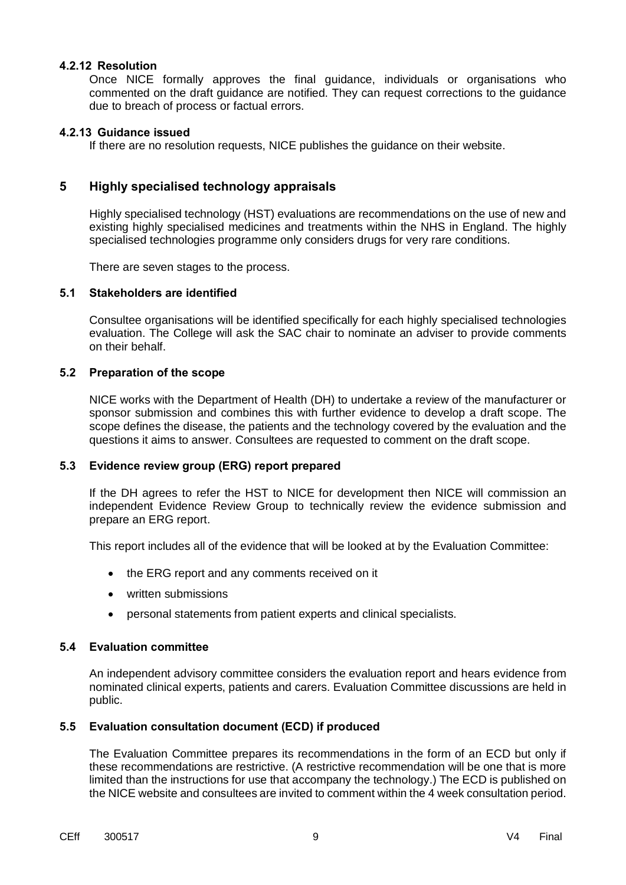#### 4.2.12 Resolution

Once NICE formally approves the final guidance, individuals or organisations who commented on the draft guidance are notified. They can request corrections to the guidance due to breach of process or factual errors.

#### 4.2.13 Guidance issued

If there are no resolution requests, NICE publishes the guidance on their website.

## 5 Highly specialised technology appraisals

Highly specialised technology (HST) evaluations are recommendations on the use of new and existing highly specialised medicines and treatments within the NHS in England. The highly specialised technologies programme only considers drugs for very rare conditions.

There are seven stages to the process.

### 5.1 Stakeholders are identified

Consultee organisations will be identified specifically for each highly specialised technologies evaluation. The College will ask the SAC chair to nominate an adviser to provide comments on their behalf.

### 5.2 Preparation of the scope

NICE works with the Department of Health (DH) to undertake a review of the manufacturer or sponsor submission and combines this with further evidence to develop a draft scope. The scope defines the disease, the patients and the technology covered by the evaluation and the questions it aims to answer. Consultees are requested to comment on the draft scope.

### 5.3 Evidence review group (ERG) report prepared

If the DH agrees to refer the HST to NICE for development then NICE will commission an independent Evidence Review Group to technically review the evidence submission and prepare an ERG report.

This report includes all of the evidence that will be looked at by the Evaluation Committee:

- the ERG report and any comments received on it
- written submissions
- personal statements from patient experts and clinical specialists.

### 5.4 Evaluation committee

An independent advisory committee considers the evaluation report and hears evidence from nominated clinical experts, patients and carers. Evaluation Committee discussions are held in public.

### 5.5 Evaluation consultation document (ECD) if produced

The Evaluation Committee prepares its recommendations in the form of an ECD but only if these recommendations are restrictive. (A restrictive recommendation will be one that is more limited than the instructions for use that accompany the technology.) The ECD is published on the NICE website and consultees are invited to comment within the 4 week consultation period.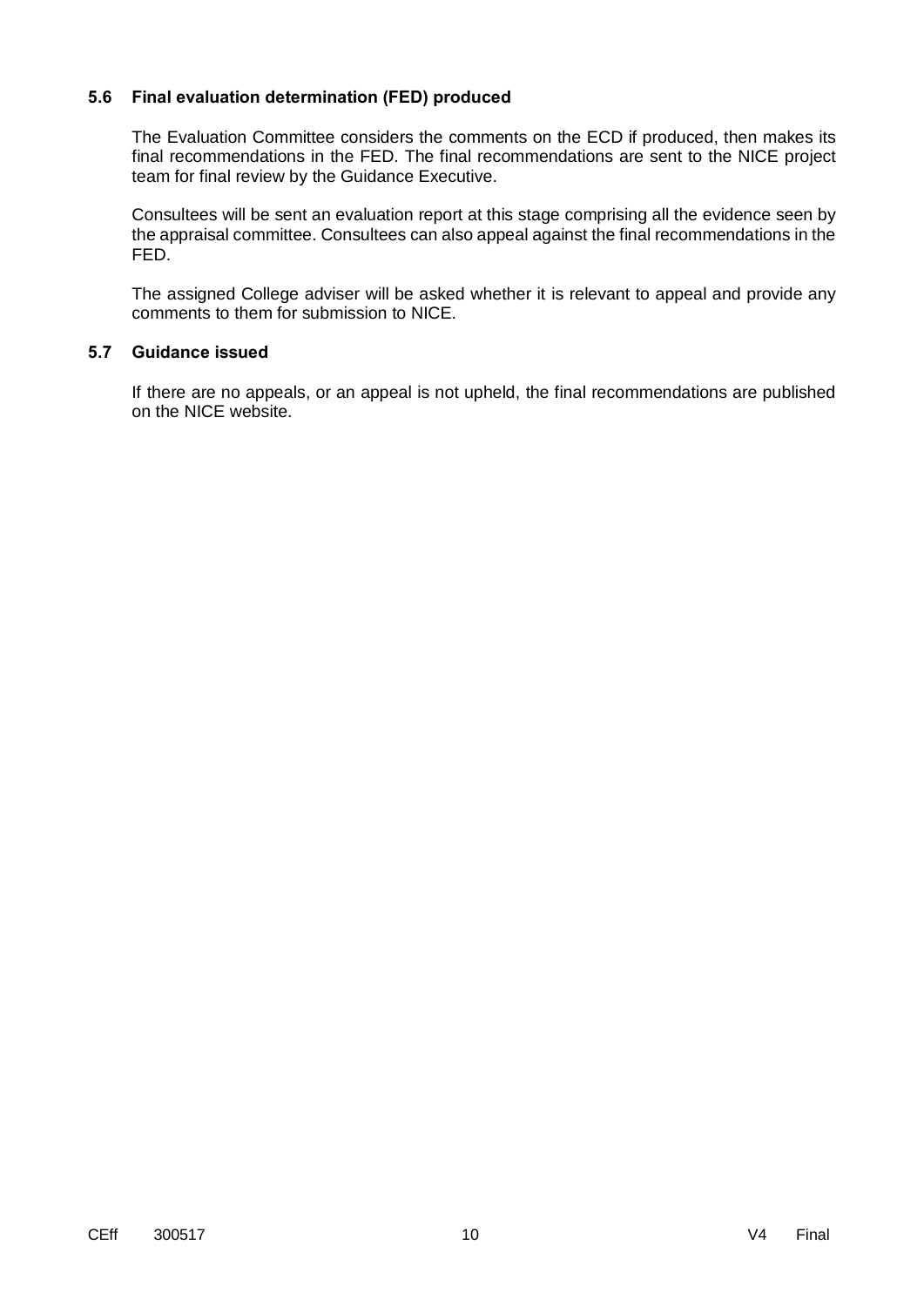### 5.6 Final evaluation determination (FED) produced

The Evaluation Committee considers the comments on the ECD if produced, then makes its final recommendations in the FED. The final recommendations are sent to the NICE project team for final review by the Guidance Executive.

Consultees will be sent an evaluation report at this stage comprising all the evidence seen by the appraisal committee. Consultees can also appeal against the final recommendations in the FED.

The assigned College adviser will be asked whether it is relevant to appeal and provide any comments to them for submission to NICE.

### 5.7 Guidance issued

If there are no appeals, or an appeal is not upheld, the final recommendations are published on the NICE website.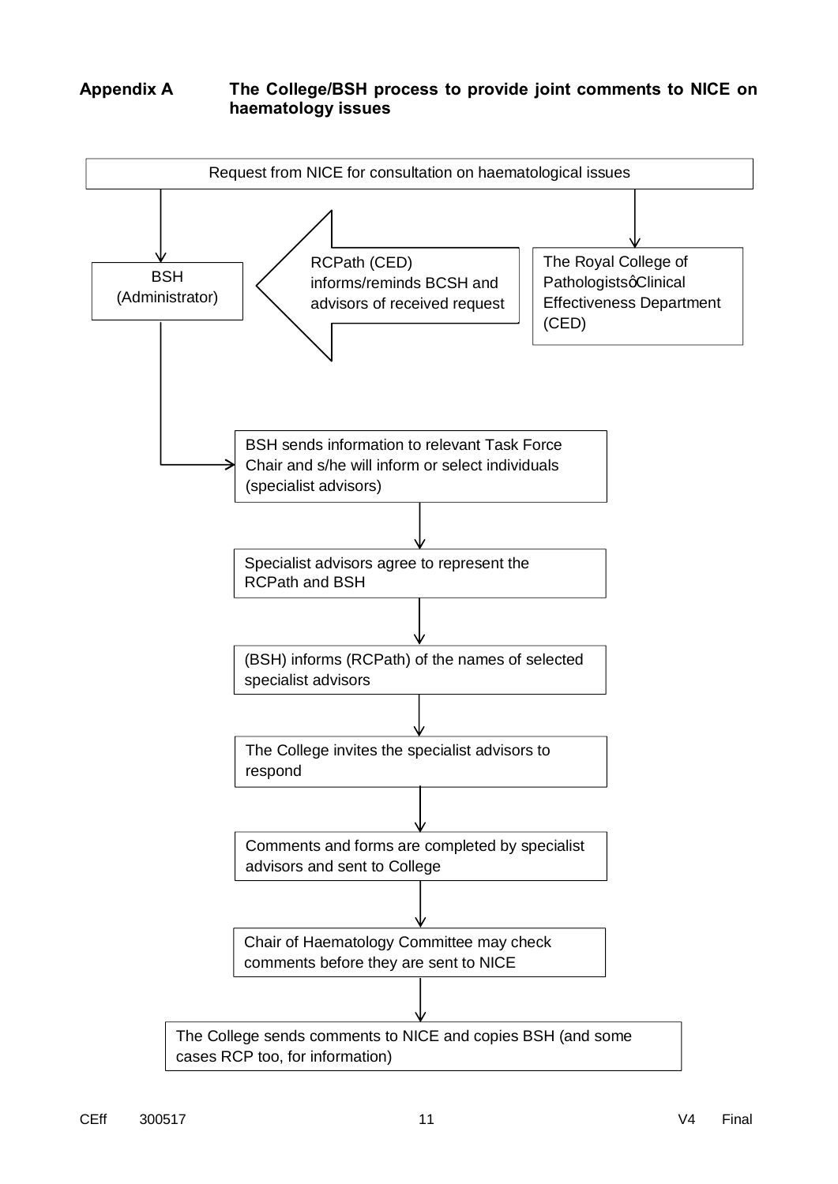**Appendix A** **The College/BSH process to provide joint comments to NICE on haematology issues**

Request from NICE for consultation on haematological issues

BSH (Administrator)

RCPath (CED) informs/reminds BCSH and advisors of received request

The Royal College of PathologistsôClinical Effectiveness Department (CED)

BSH sends information to relevant Task Force Chair and s/he will inform or select individuals (specialist advisors)

Specialist advisors agree to represent the RCPath and BSH

(BSH) informs (RCPath) of the names of selected specialist advisors

The College invites the specialist advisors to respond

Comments and forms are completed by specialist advisors and sent to College

Chair of Haematology Committee may check comments before they are sent to NICE

The College sends comments to NICE and copies BSH (and some cases RCP too, for information)